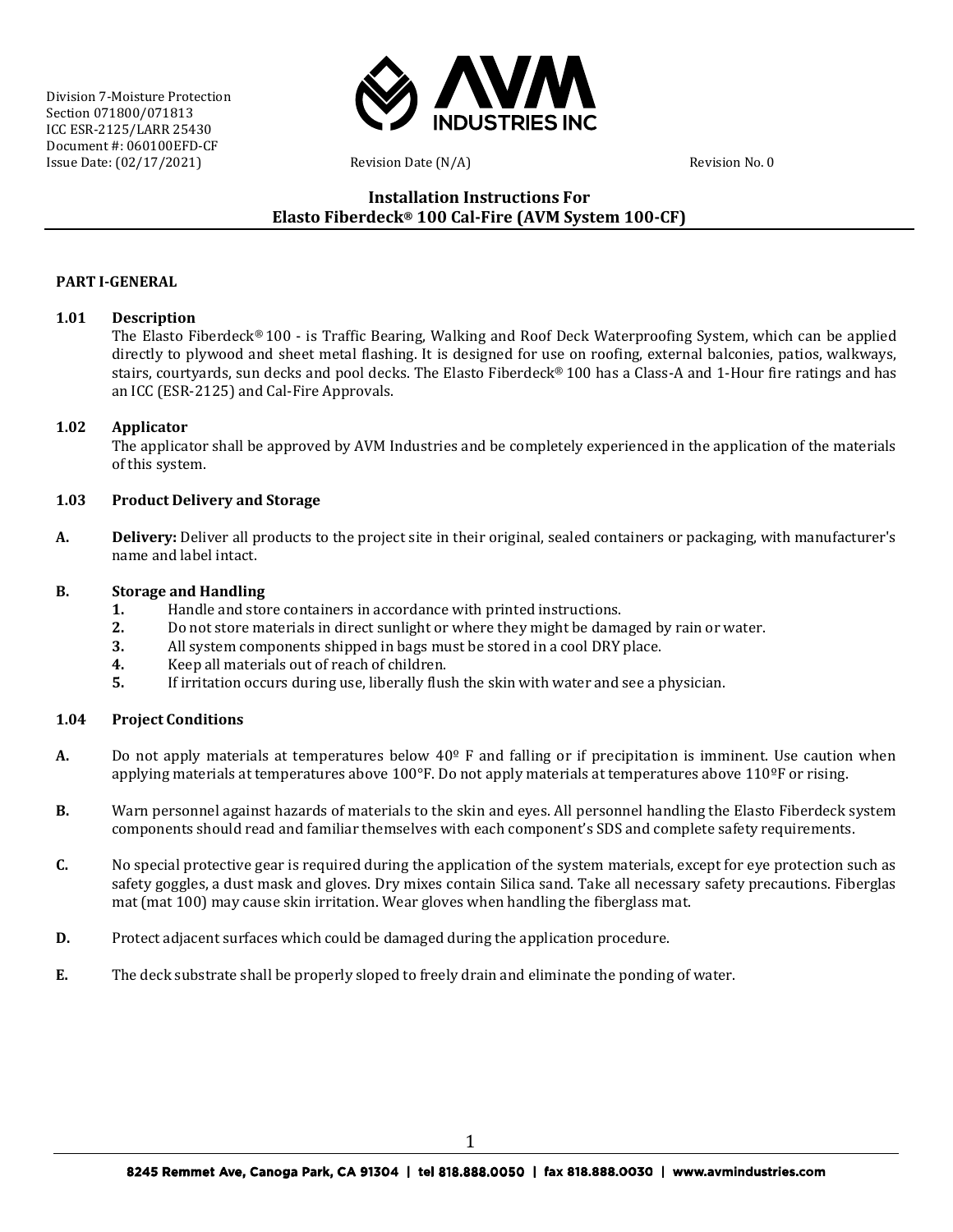Division 7-Moisture Protection
Section 071800/071813
ICC ESR-2125/LARR 25430
Document #: 060100EFD-CF
Issue Date: (02/17/2021) Revision Date (N/A) Revision No. 0

# Installation Instructions For Elasto Fiberdeck® 100 Cal-Fire (AVM System 100-CF)

## PART I-GENERAL

### 1.01 Description

The Elasto Fiberdeck® 100 - is Traffic Bearing, Walking and Roof Deck Waterproofing System, which can be applied directly to plywood and sheet metal flashing. It is designed for use on roofing, external balconies, patios, walkways, stairs, courtyards, sun decks and pool decks. The Elasto Fiberdeck® 100 has a Class-A and 1-Hour fire ratings and has an ICC (ESR-2125) and Cal-Fire Approvals.

### 1.02 Applicator

The applicator shall be approved by AVM Industries and be completely experienced in the application of the materials of this system.

### 1.03 Product Delivery and Storage

**A. Delivery:** Deliver all products to the project site in their original, sealed containers or packaging, with manufacturer's name and label intact.

**B. Storage and Handling**

1. Handle and store containers in accordance with printed instructions.
2. Do not store materials in direct sunlight or where they might be damaged by rain or water.
3. All system components shipped in bags must be stored in a cool DRY place.
4. Keep all materials out of reach of children.
5. If irritation occurs during use, liberally flush the skin with water and see a physician.

### 1.04 Project Conditions

**A.** Do not apply materials at temperatures below 40º F and falling or if precipitation is imminent. Use caution when applying materials at temperatures above 100°F. Do not apply materials at temperatures above 110ºF or rising.

**B.** Warn personnel against hazards of materials to the skin and eyes. All personnel handling the Elasto Fiberdeck system components should read and familiar themselves with each component's SDS and complete safety requirements.

**C.** No special protective gear is required during the application of the system materials, except for eye protection such as safety goggles, a dust mask and gloves. Dry mixes contain Silica sand. Take all necessary safety precautions. Fiberglas mat (mat 100) may cause skin irritation. Wear gloves when handling the fiberglass mat.

**D.** Protect adjacent surfaces which could be damaged during the application procedure.

**E.** The deck substrate shall be properly sloped to freely drain and eliminate the ponding of water.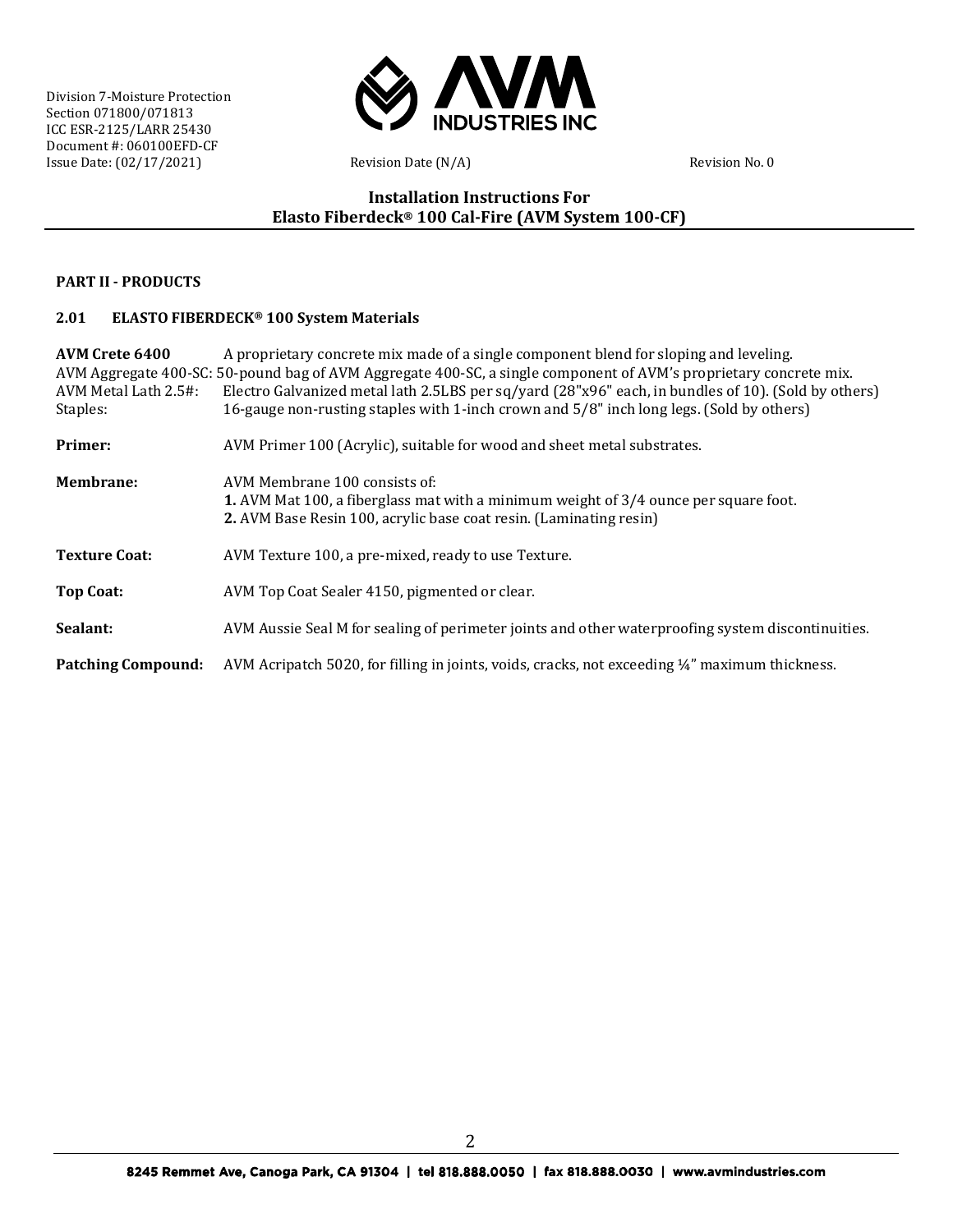**Installation Instructions For**
**Elasto Fiberdeck® 100 Cal-Fire (AVM System 100-CF)**

## PART II - PRODUCTS

### 2.01 ELASTO FIBERDECK® 100 System Materials

**AVM Crete 6400** A proprietary concrete mix made of a single component blend for sloping and leveling.

AVM Aggregate 400-SC: 50-pound bag of AVM Aggregate 400-SC, a single component of AVM's proprietary concrete mix.

AVM Metal Lath 2.5#: Electro Galvanized metal lath 2.5LBS per sq/yard (28"x96" each, in bundles of 10). (Sold by others)

Staples: 16-gauge non-rusting staples with 1-inch crown and 5/8" inch long legs. (Sold by others)

**Primer:** AVM Primer 100 (Acrylic), suitable for wood and sheet metal substrates.

**Membrane:** AVM Membrane 100 consists of:

**1.** AVM Mat 100, a fiberglass mat with a minimum weight of 3/4 ounce per square foot.
**2.** AVM Base Resin 100, acrylic base coat resin. (Laminating resin)

**Texture Coat:** AVM Texture 100, a pre-mixed, ready to use Texture.

**Top Coat:** AVM Top Coat Sealer 4150, pigmented or clear.

**Sealant:** AVM Aussie Seal M for sealing of perimeter joints and other waterproofing system discontinuities.

**Patching Compound:** AVM Acripatch 5020, for filling in joints, voids, cracks, not exceeding ¼" maximum thickness.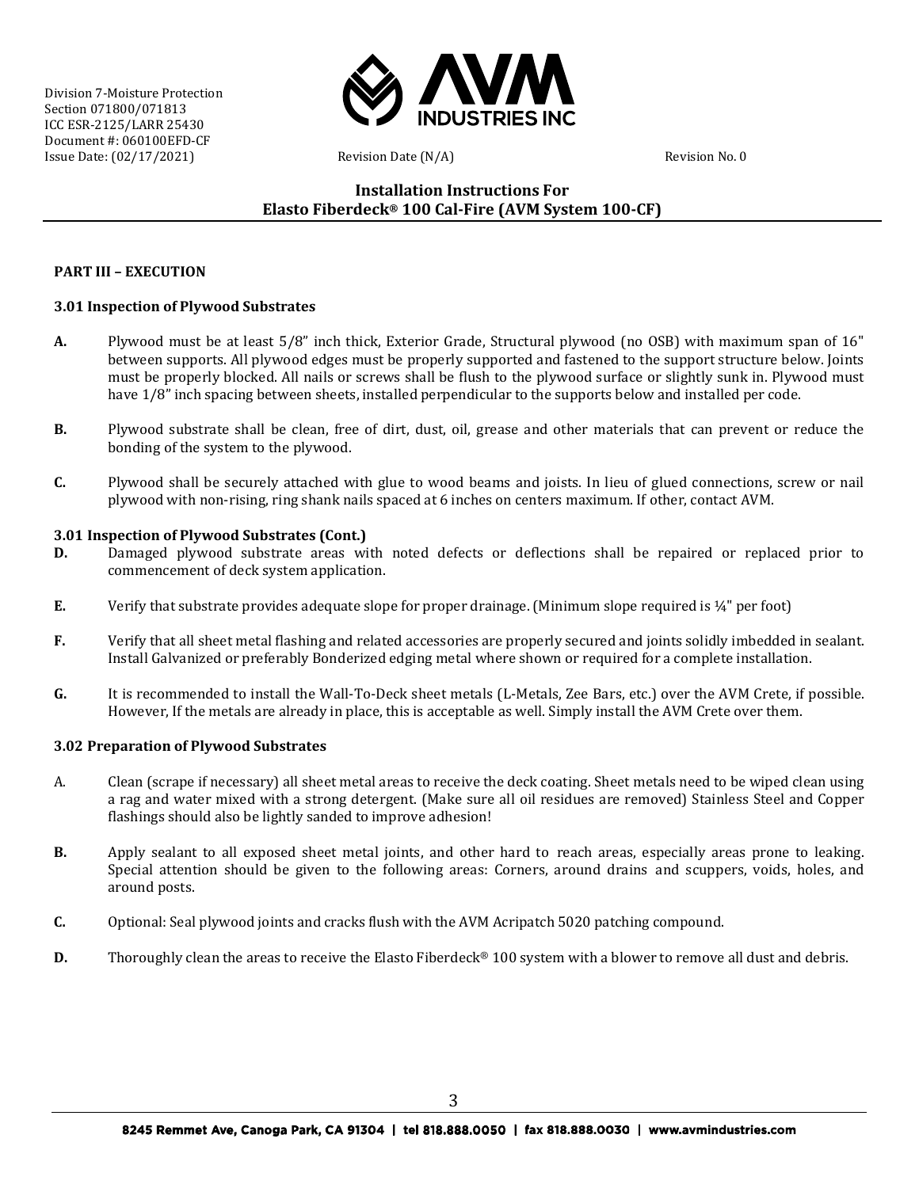## PART III – EXECUTION

### 3.01 Inspection of Plywood Substrates

**A.** Plywood must be at least 5/8" inch thick, Exterior Grade, Structural plywood (no OSB) with maximum span of 16" between supports. All plywood edges must be properly supported and fastened to the support structure below. Joints must be properly blocked. All nails or screws shall be flush to the plywood surface or slightly sunk in. Plywood must have 1/8" inch spacing between sheets, installed perpendicular to the supports below and installed per code.

**B.** Plywood substrate shall be clean, free of dirt, dust, oil, grease and other materials that can prevent or reduce the bonding of the system to the plywood.

**C.** Plywood shall be securely attached with glue to wood beams and joists. In lieu of glued connections, screw or nail plywood with non-rising, ring shank nails spaced at 6 inches on centers maximum. If other, contact AVM.

### 3.01 Inspection of Plywood Substrates (Cont.)

**D.** Damaged plywood substrate areas with noted defects or deflections shall be repaired or replaced prior to commencement of deck system application.

**E.** Verify that substrate provides adequate slope for proper drainage. (Minimum slope required is ¼" per foot)

**F.** Verify that all sheet metal flashing and related accessories are properly secured and joints solidly imbedded in sealant. Install Galvanized or preferably Bonderized edging metal where shown or required for a complete installation.

**G.** It is recommended to install the Wall-To-Deck sheet metals (L-Metals, Zee Bars, etc.) over the AVM Crete, if possible. However, If the metals are already in place, this is acceptable as well. Simply install the AVM Crete over them.

### 3.02 Preparation of Plywood Substrates

A. Clean (scrape if necessary) all sheet metal areas to receive the deck coating. Sheet metals need to be wiped clean using a rag and water mixed with a strong detergent. (Make sure all oil residues are removed) Stainless Steel and Copper flashings should also be lightly sanded to improve adhesion!

**B.** Apply sealant to all exposed sheet metal joints, and other hard to reach areas, especially areas prone to leaking. Special attention should be given to the following areas: Corners, around drains and scuppers, voids, holes, and around posts.

**C.** Optional: Seal plywood joints and cracks flush with the AVM Acripatch 5020 patching compound.

**D.** Thoroughly clean the areas to receive the Elasto Fiberdeck® 100 system with a blower to remove all dust and debris.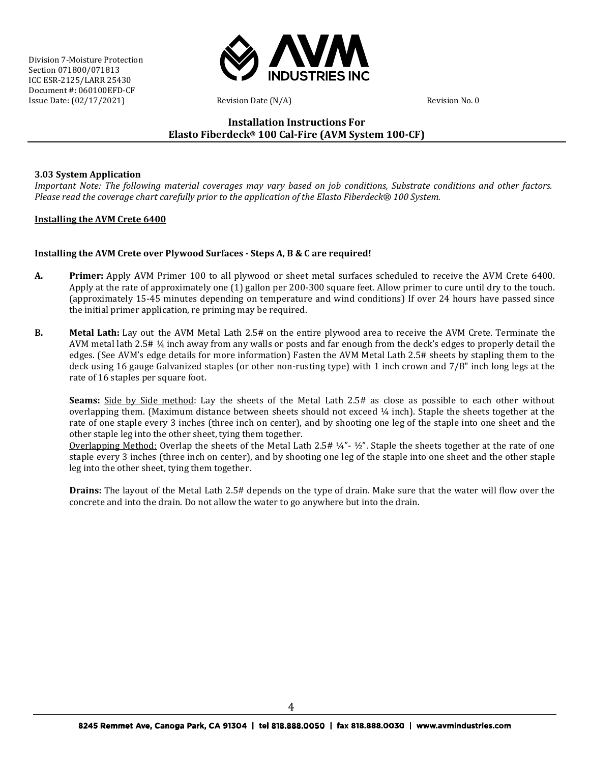### 3.03 System Application

*Important Note: The following material coverages may vary based on job conditions, Substrate conditions and other factors. Please read the coverage chart carefully prior to the application of the Elasto Fiberdeck® 100 System.*

**Installing the AVM Crete 6400**

**Installing the AVM Crete over Plywood Surfaces - Steps A, B & C are required!**

**A.** **Primer:** Apply AVM Primer 100 to all plywood or sheet metal surfaces scheduled to receive the AVM Crete 6400. Apply at the rate of approximately one (1) gallon per 200-300 square feet. Allow primer to cure until dry to the touch. (approximately 15-45 minutes depending on temperature and wind conditions) If over 24 hours have passed since the initial primer application, re priming may be required.

**B.** **Metal Lath:** Lay out the AVM Metal Lath 2.5# on the entire plywood area to receive the AVM Crete. Terminate the AVM metal lath 2.5# ¼ inch away from any walls or posts and far enough from the deck's edges to properly detail the edges. (See AVM's edge details for more information) Fasten the AVM Metal Lath 2.5# sheets by stapling them to the deck using 16 gauge Galvanized staples (or other non-rusting type) with 1 inch crown and 7/8" inch long legs at the rate of 16 staples per square foot.

**Seams:** Side by Side method: Lay the sheets of the Metal Lath 2.5# as close as possible to each other without overlapping them. (Maximum distance between sheets should not exceed ¼ inch). Staple the sheets together at the rate of one staple every 3 inches (three inch on center), and by shooting one leg of the staple into one sheet and the other staple leg into the other sheet, tying them together.
Overlapping Method: Overlap the sheets of the Metal Lath 2.5# ¼"- ½". Staple the sheets together at the rate of one staple every 3 inches (three inch on center), and by shooting one leg of the staple into one sheet and the other staple leg into the other sheet, tying them together.

**Drains:** The layout of the Metal Lath 2.5# depends on the type of drain. Make sure that the water will flow over the concrete and into the drain. Do not allow the water to go anywhere but into the drain.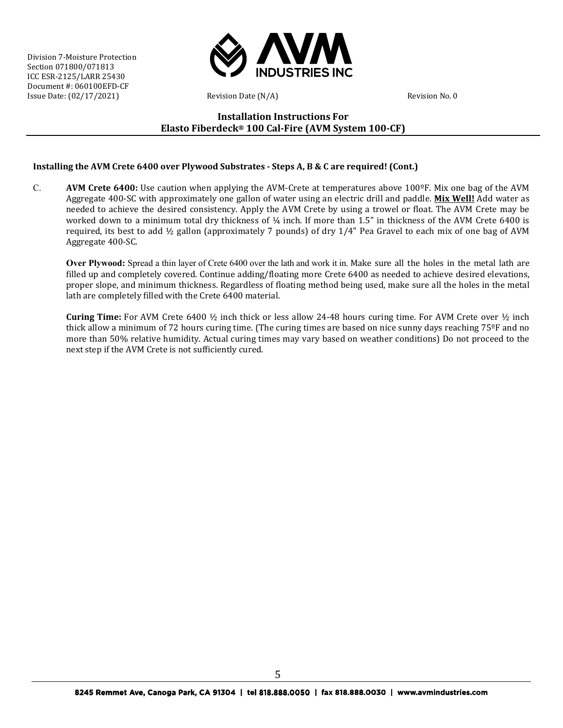## Installation Instructions For Elasto Fiberdeck® 100 Cal-Fire (AVM System 100-CF)

**Installing the AVM Crete 6400 over Plywood Substrates - Steps A, B & C are required! (Cont.)**

C. **AVM Crete 6400:** Use caution when applying the AVM-Crete at temperatures above 100ºF. Mix one bag of the AVM Aggregate 400-SC with approximately one gallon of water using an electric drill and paddle. **Mix Well!** Add water as needed to achieve the desired consistency. Apply the AVM Crete by using a trowel or float. The AVM Crete may be worked down to a minimum total dry thickness of ¼ inch. If more than 1.5" in thickness of the AVM Crete 6400 is required, its best to add ½ gallon (approximately 7 pounds) of dry 1/4" Pea Gravel to each mix of one bag of AVM Aggregate 400-SC.

**Over Plywood:** Spread a thin layer of Crete 6400 over the lath and work it in. Make sure all the holes in the metal lath are filled up and completely covered. Continue adding/floating more Crete 6400 as needed to achieve desired elevations, proper slope, and minimum thickness. Regardless of floating method being used, make sure all the holes in the metal lath are completely filled with the Crete 6400 material.

**Curing Time:** For AVM Crete 6400 ½ inch thick or less allow 24-48 hours curing time. For AVM Crete over ½ inch thick allow a minimum of 72 hours curing time. (The curing times are based on nice sunny days reaching 75ºF and no more than 50% relative humidity. Actual curing times may vary based on weather conditions) Do not proceed to the next step if the AVM Crete is not sufficiently cured.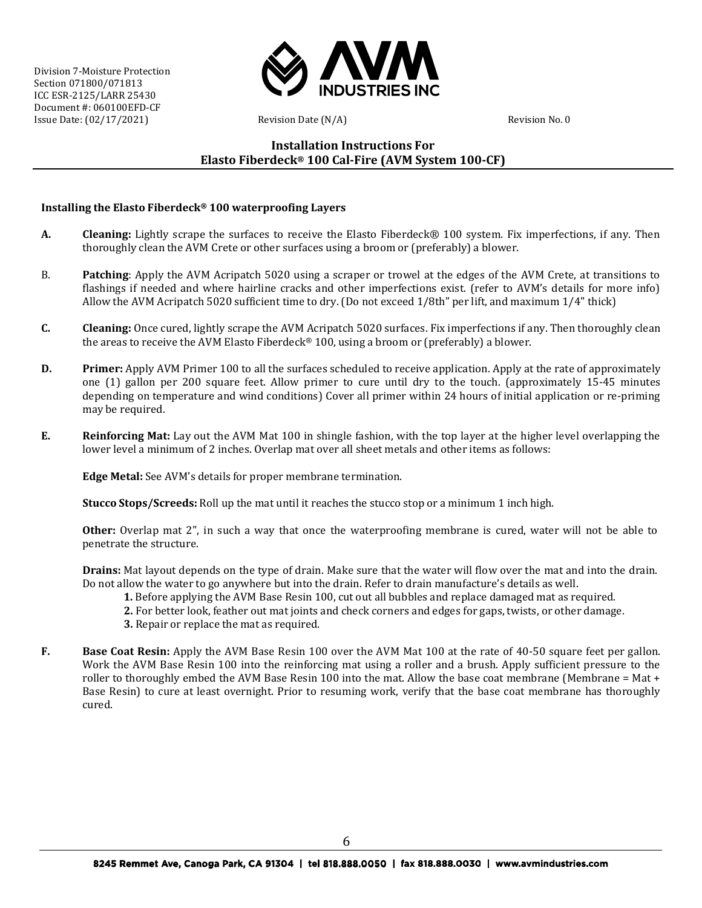Division 7-Moisture Protection
Section 071800/071813
ICC ESR-2125/LARR 25430
Document #: 060100EFD-CF
Issue Date: (02/17/2021) Revision Date (N/A) Revision No. 0

## Installation Instructions For
## Elasto Fiberdeck® 100 Cal-Fire (AVM System 100-CF)

### Installing the Elasto Fiberdeck® 100 waterproofing Layers

**A. Cleaning:** Lightly scrape the surfaces to receive the Elasto Fiberdeck® 100 system. Fix imperfections, if any. Then thoroughly clean the AVM Crete or other surfaces using a broom or (preferably) a blower.

B. **Patching**: Apply the AVM Acripatch 5020 using a scraper or trowel at the edges of the AVM Crete, at transitions to flashings if needed and where hairline cracks and other imperfections exist. (refer to AVM's details for more info) Allow the AVM Acripatch 5020 sufficient time to dry. (Do not exceed 1/8th" per lift, and maximum 1/4" thick)

**C. Cleaning:** Once cured, lightly scrape the AVM Acripatch 5020 surfaces. Fix imperfections if any. Then thoroughly clean the areas to receive the AVM Elasto Fiberdeck® 100, using a broom or (preferably) a blower.

**D. Primer:** Apply AVM Primer 100 to all the surfaces scheduled to receive application. Apply at the rate of approximately one (1) gallon per 200 square feet. Allow primer to cure until dry to the touch. (approximately 15-45 minutes depending on temperature and wind conditions) Cover all primer within 24 hours of initial application or re-priming may be required.

**E. Reinforcing Mat:** Lay out the AVM Mat 100 in shingle fashion, with the top layer at the higher level overlapping the lower level a minimum of 2 inches. Overlap mat over all sheet metals and other items as follows:

**Edge Metal:** See AVM's details for proper membrane termination.

**Stucco Stops/Screeds:** Roll up the mat until it reaches the stucco stop or a minimum 1 inch high.

**Other:** Overlap mat 2", in such a way that once the waterproofing membrane is cured, water will not be able to penetrate the structure.

**Drains:** Mat layout depends on the type of drain. Make sure that the water will flow over the mat and into the drain. Do not allow the water to go anywhere but into the drain. Refer to drain manufacture's details as well.

**1.** Before applying the AVM Base Resin 100, cut out all bubbles and replace damaged mat as required.
**2.** For better look, feather out mat joints and check corners and edges for gaps, twists, or other damage.
**3.** Repair or replace the mat as required.

**F. Base Coat Resin:** Apply the AVM Base Resin 100 over the AVM Mat 100 at the rate of 40-50 square feet per gallon. Work the AVM Base Resin 100 into the reinforcing mat using a roller and a brush. Apply sufficient pressure to the roller to thoroughly embed the AVM Base Resin 100 into the mat. Allow the base coat membrane (Membrane = Mat + Base Resin) to cure at least overnight. Prior to resuming work, verify that the base coat membrane has thoroughly cured.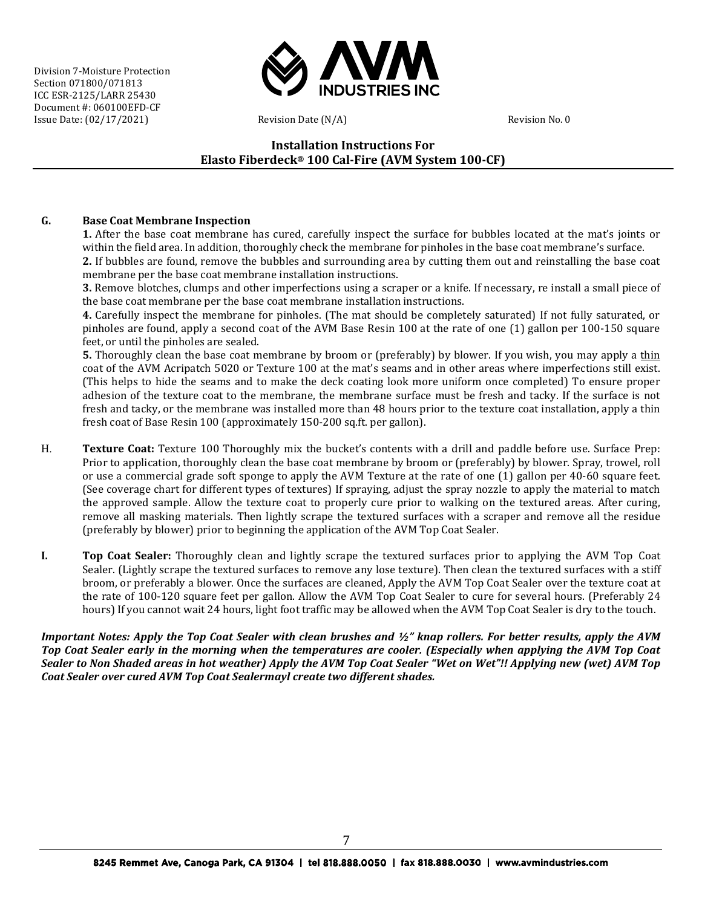Division 7-Moisture Protection
Section 071800/071813
ICC ESR-2125/LARR 25430
Document #: 060100EFD-CF
Issue Date: (02/17/2021) Revision Date (N/A) Revision No. 0

**Installation Instructions For**
**Elasto Fiberdeck® 100 Cal-Fire (AVM System 100-CF)**

**G. Base Coat Membrane Inspection**

**1.** After the base coat membrane has cured, carefully inspect the surface for bubbles located at the mat's joints or within the field area. In addition, thoroughly check the membrane for pinholes in the base coat membrane's surface.

**2.** If bubbles are found, remove the bubbles and surrounding area by cutting them out and reinstalling the base coat membrane per the base coat membrane installation instructions.

**3.** Remove blotches, clumps and other imperfections using a scraper or a knife. If necessary, re install a small piece of the base coat membrane per the base coat membrane installation instructions.

**4.** Carefully inspect the membrane for pinholes. (The mat should be completely saturated) If not fully saturated, or pinholes are found, apply a second coat of the AVM Base Resin 100 at the rate of one (1) gallon per 100-150 square feet, or until the pinholes are sealed.

**5.** Thoroughly clean the base coat membrane by broom or (preferably) by blower. If you wish, you may apply a <u>thin</u> coat of the AVM Acripatch 5020 or Texture 100 at the mat's seams and in other areas where imperfections still exist. (This helps to hide the seams and to make the deck coating look more uniform once completed) To ensure proper adhesion of the texture coat to the membrane, the membrane surface must be fresh and tacky. If the surface is not fresh and tacky, or the membrane was installed more than 48 hours prior to the texture coat installation, apply a thin fresh coat of Base Resin 100 (approximately 150-200 sq.ft. per gallon).

H. **Texture Coat:** Texture 100 Thoroughly mix the bucket's contents with a drill and paddle before use. Surface Prep: Prior to application, thoroughly clean the base coat membrane by broom or (preferably) by blower. Spray, trowel, roll or use a commercial grade soft sponge to apply the AVM Texture at the rate of one (1) gallon per 40-60 square feet. (See coverage chart for different types of textures) If spraying, adjust the spray nozzle to apply the material to match the approved sample. Allow the texture coat to properly cure prior to walking on the textured areas. After curing, remove all masking materials. Then lightly scrape the textured surfaces with a scraper and remove all the residue (preferably by blower) prior to beginning the application of the AVM Top Coat Sealer.

**I. Top Coat Sealer:** Thoroughly clean and lightly scrape the textured surfaces prior to applying the AVM Top Coat Sealer. (Lightly scrape the textured surfaces to remove any lose texture). Then clean the textured surfaces with a stiff broom, or preferably a blower. Once the surfaces are cleaned, Apply the AVM Top Coat Sealer over the texture coat at the rate of 100-120 square feet per gallon. Allow the AVM Top Coat Sealer to cure for several hours. (Preferably 24 hours) If you cannot wait 24 hours, light foot traffic may be allowed when the AVM Top Coat Sealer is dry to the touch.

***Important Notes: Apply the Top Coat Sealer with clean brushes and ½" knap rollers. For better results, apply the AVM Top Coat Sealer early in the morning when the temperatures are cooler. (Especially when applying the AVM Top Coat Sealer to Non Shaded areas in hot weather) Apply the AVM Top Coat Sealer "Wet on Wet"!! Applying new (wet) AVM Top Coat Sealer over cured AVM Top Coat Sealermayl create two different shades.***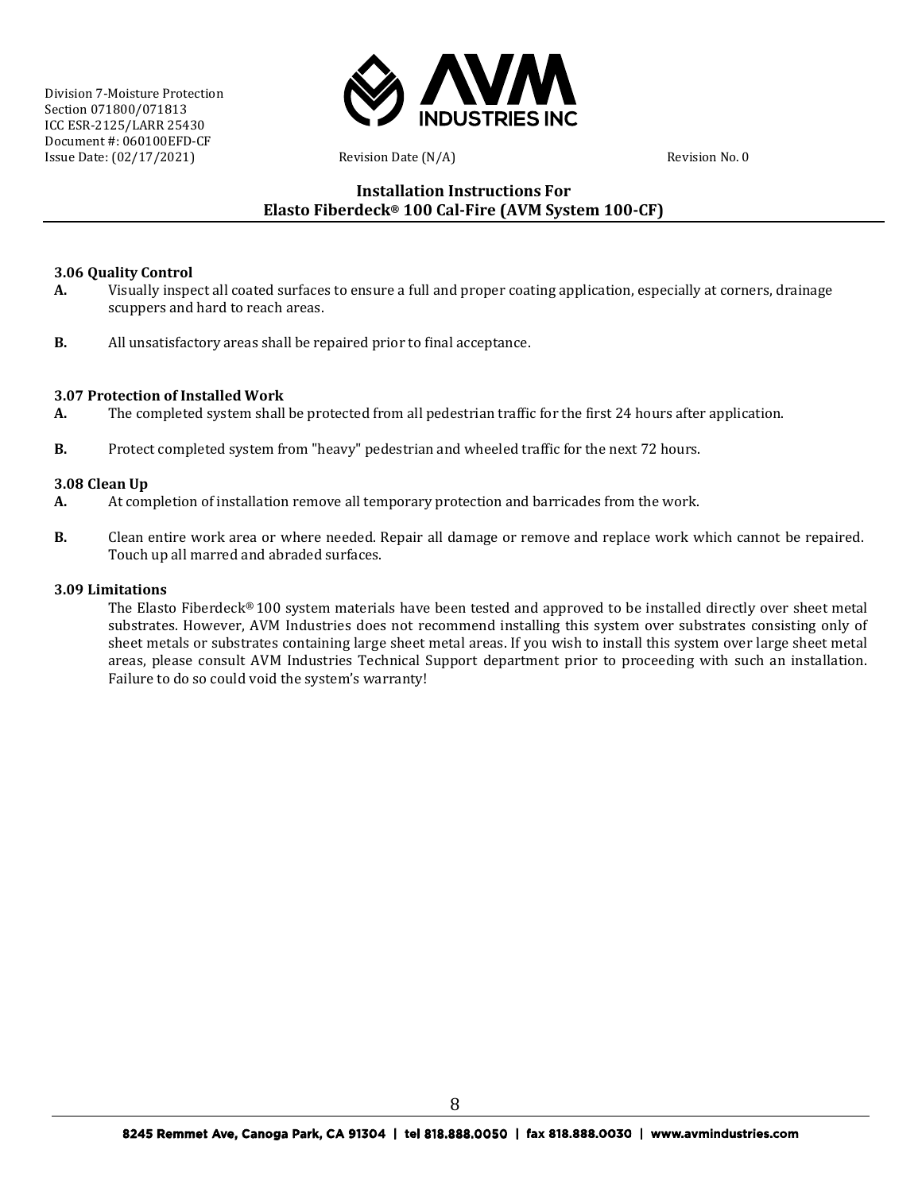### 3.06 Quality Control

**A.** Visually inspect all coated surfaces to ensure a full and proper coating application, especially at corners, drainage scuppers and hard to reach areas.

**B.** All unsatisfactory areas shall be repaired prior to final acceptance.

### 3.07 Protection of Installed Work

**A.** The completed system shall be protected from all pedestrian traffic for the first 24 hours after application.

**B.** Protect completed system from "heavy" pedestrian and wheeled traffic for the next 72 hours.

### 3.08 Clean Up

**A.** At completion of installation remove all temporary protection and barricades from the work.

**B.** Clean entire work area or where needed. Repair all damage or remove and replace work which cannot be repaired. Touch up all marred and abraded surfaces.

### 3.09 Limitations

The Elasto Fiberdeck® 100 system materials have been tested and approved to be installed directly over sheet metal substrates. However, AVM Industries does not recommend installing this system over substrates consisting only of sheet metals or substrates containing large sheet metal areas. If you wish to install this system over large sheet metal areas, please consult AVM Industries Technical Support department prior to proceeding with such an installation. Failure to do so could void the system's warranty!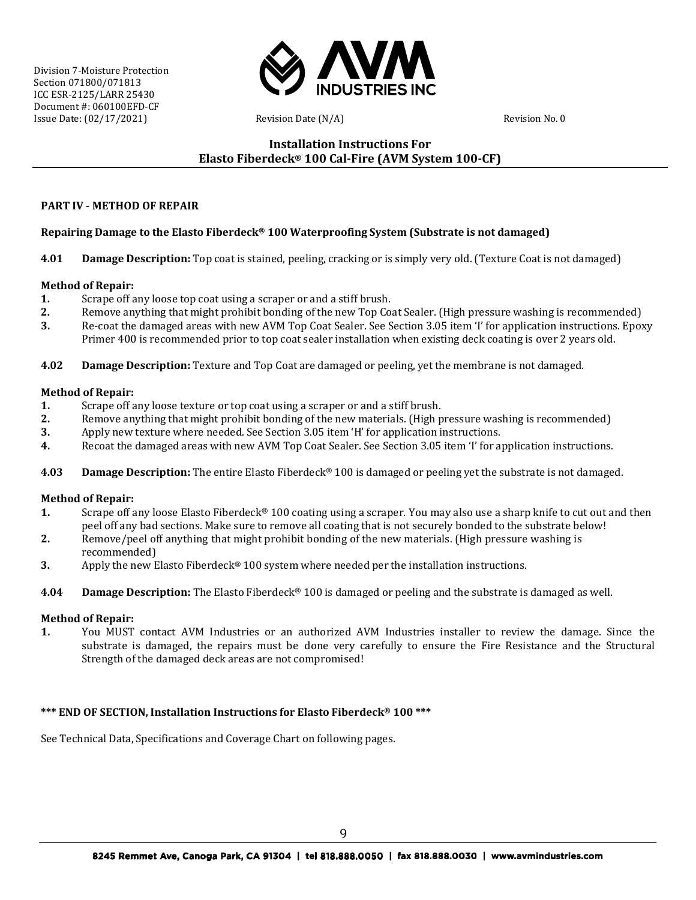Division 7-Moisture Protection
Section 071800/071813
ICC ESR-2125/LARR 25430
Document #: 060100EFD-CF
Issue Date: (02/17/2021) Revision Date (N/A) Revision No. 0

## Installation Instructions For Elasto Fiberdeck® 100 Cal-Fire (AVM System 100-CF)

### PART IV - METHOD OF REPAIR

**Repairing Damage to the Elasto Fiberdeck® 100 Waterproofing System (Substrate is not damaged)**

**4.01 Damage Description:** Top coat is stained, peeling, cracking or is simply very old. (Texture Coat is not damaged)

**Method of Repair:**

1. Scrape off any loose top coat using a scraper or and a stiff brush.
2. Remove anything that might prohibit bonding of the new Top Coat Sealer. (High pressure washing is recommended)
3. Re-coat the damaged areas with new AVM Top Coat Sealer. See Section 3.05 item 'I' for application instructions. Epoxy Primer 400 is recommended prior to top coat sealer installation when existing deck coating is over 2 years old.

**4.02 Damage Description:** Texture and Top Coat are damaged or peeling, yet the membrane is not damaged.

**Method of Repair:**

1. Scrape off any loose texture or top coat using a scraper or and a stiff brush.
2. Remove anything that might prohibit bonding of the new materials. (High pressure washing is recommended)
3. Apply new texture where needed. See Section 3.05 item 'H' for application instructions.
4. Recoat the damaged areas with new AVM Top Coat Sealer. See Section 3.05 item 'I' for application instructions.

**4.03 Damage Description:** The entire Elasto Fiberdeck® 100 is damaged or peeling yet the substrate is not damaged.

**Method of Repair:**

1. Scrape off any loose Elasto Fiberdeck® 100 coating using a scraper. You may also use a sharp knife to cut out and then peel off any bad sections. Make sure to remove all coating that is not securely bonded to the substrate below!
2. Remove/peel off anything that might prohibit bonding of the new materials. (High pressure washing is recommended)
3. Apply the new Elasto Fiberdeck® 100 system where needed per the installation instructions.

**4.04 Damage Description:** The Elasto Fiberdeck® 100 is damaged or peeling and the substrate is damaged as well.

**Method of Repair:**

1. You MUST contact AVM Industries or an authorized AVM Industries installer to review the damage. Since the substrate is damaged, the repairs must be done very carefully to ensure the Fire Resistance and the Structural Strength of the damaged deck areas are not compromised!

**\*\*\* END OF SECTION, Installation Instructions for Elasto Fiberdeck® 100 \*\*\***

See Technical Data, Specifications and Coverage Chart on following pages.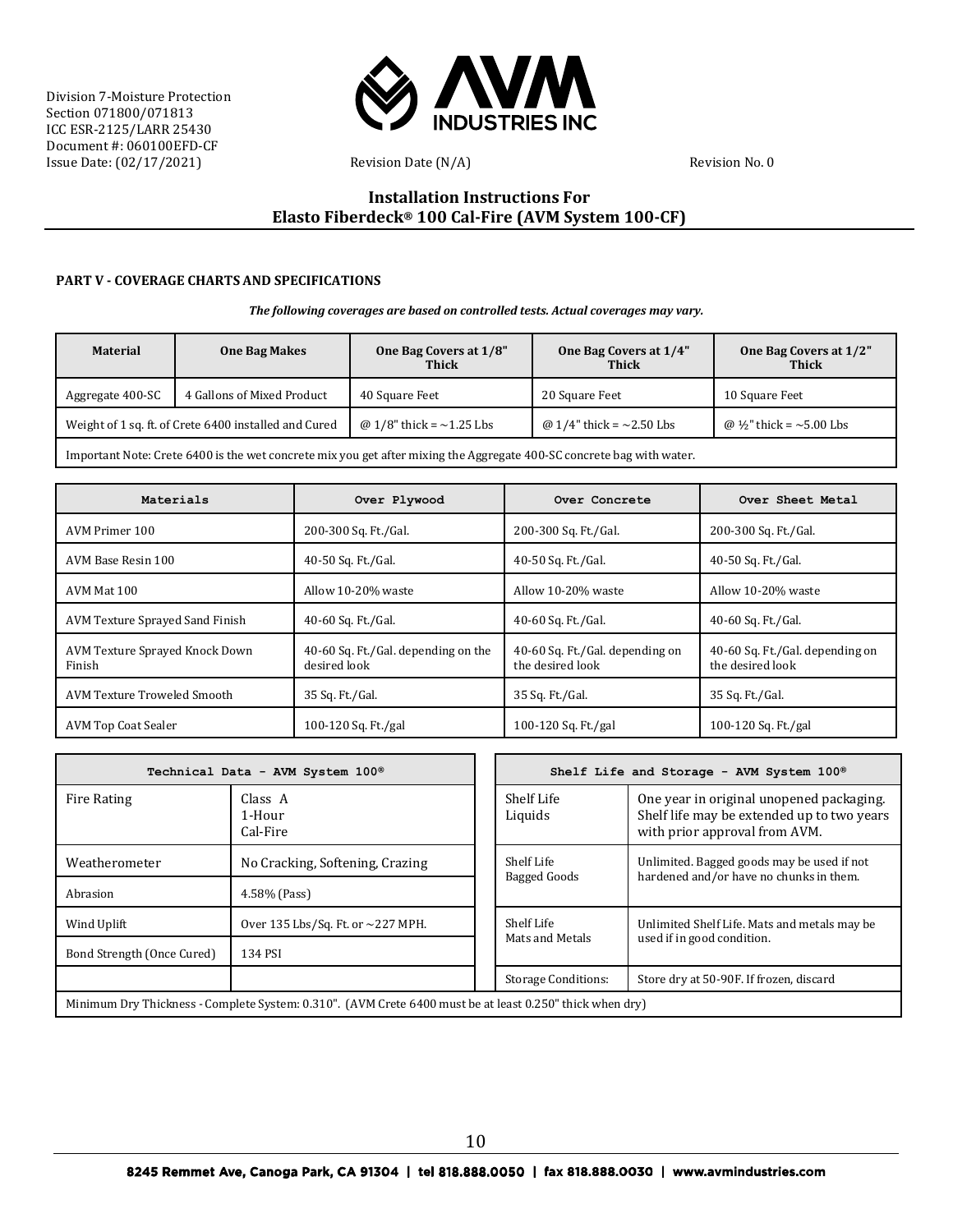Division 7-Moisture Protection
Section 071800/071813
ICC ESR-2125/LARR 25430
Document #: 060100EFD-CF
Issue Date: (02/17/2021) Revision Date (N/A) Revision No. 0

# Installation Instructions For Elasto Fiberdeck® 100 Cal-Fire (AVM System 100-CF)

### PART V - COVERAGE CHARTS AND SPECIFICATIONS

***The following coverages are based on controlled tests. Actual coverages may vary.***

| Material | One Bag Makes | One Bag Covers at 1/8" Thick | One Bag Covers at 1/4" Thick | One Bag Covers at 1/2" Thick |
|---|---|---|---|---|
| Aggregate 400-SC | 4 Gallons of Mixed Product | 40 Square Feet | 20 Square Feet | 10 Square Feet |
| Weight of 1 sq. ft. of Crete 6400 installed and Cured | | @ 1/8" thick = ~1.25 Lbs | @ 1/4" thick = ~2.50 Lbs | @ ½" thick = ~5.00 Lbs |
| Important Note: Crete 6400 is the wet concrete mix you get after mixing the Aggregate 400-SC concrete bag with water. | | | | |

| Materials | Over Plywood | Over Concrete | Over Sheet Metal |
|---|---|---|---|
| AVM Primer 100 | 200-300 Sq. Ft./Gal. | 200-300 Sq. Ft./Gal. | 200-300 Sq. Ft./Gal. |
| AVM Base Resin 100 | 40-50 Sq. Ft./Gal. | 40-50 Sq. Ft./Gal. | 40-50 Sq. Ft./Gal. |
| AVM Mat 100 | Allow 10-20% waste | Allow 10-20% waste | Allow 10-20% waste |
| AVM Texture Sprayed Sand Finish | 40-60 Sq. Ft./Gal. | 40-60 Sq. Ft./Gal. | 40-60 Sq. Ft./Gal. |
| AVM Texture Sprayed Knock Down Finish | 40-60 Sq. Ft./Gal. depending on the desired look | 40-60 Sq. Ft./Gal. depending on the desired look | 40-60 Sq. Ft./Gal. depending on the desired look |
| AVM Texture Troweled Smooth | 35 Sq. Ft./Gal. | 35 Sq. Ft./Gal. | 35 Sq. Ft./Gal. |
| AVM Top Coat Sealer | 100-120 Sq. Ft./gal | 100-120 Sq. Ft./gal | 100-120 Sq. Ft./gal |

| Technical Data - AVM System 100® | |
|---|---|
| Fire Rating | Class A<br>1-Hour<br>Cal-Fire |
| Weatherometer | No Cracking, Softening, Crazing |
| Abrasion | 4.58% (Pass) |
| Wind Uplift | Over 135 Lbs/Sq. Ft. or ~227 MPH. |
| Bond Strength (Once Cured) | 134 PSI |

| Shelf Life and Storage - AVM System 100® | |
|---|---|
| Shelf Life Liquids | One year in original unopened packaging. Shelf life may be extended up to two years with prior approval from AVM. |
| Shelf Life Bagged Goods | Unlimited. Bagged goods may be used if not hardened and/or have no chunks in them. |
| Shelf Life Mats and Metals | Unlimited Shelf Life. Mats and metals may be used if in good condition. |
| Storage Conditions: | Store dry at 50-90F. If frozen, discard |

Minimum Dry Thickness - Complete System: 0.310". (AVM Crete 6400 must be at least 0.250" thick when dry)

8245 Remmet Ave, Canoga Park, CA 91304 | tel 818.888.0050 | fax 818.888.0030 | www.avmindustries.com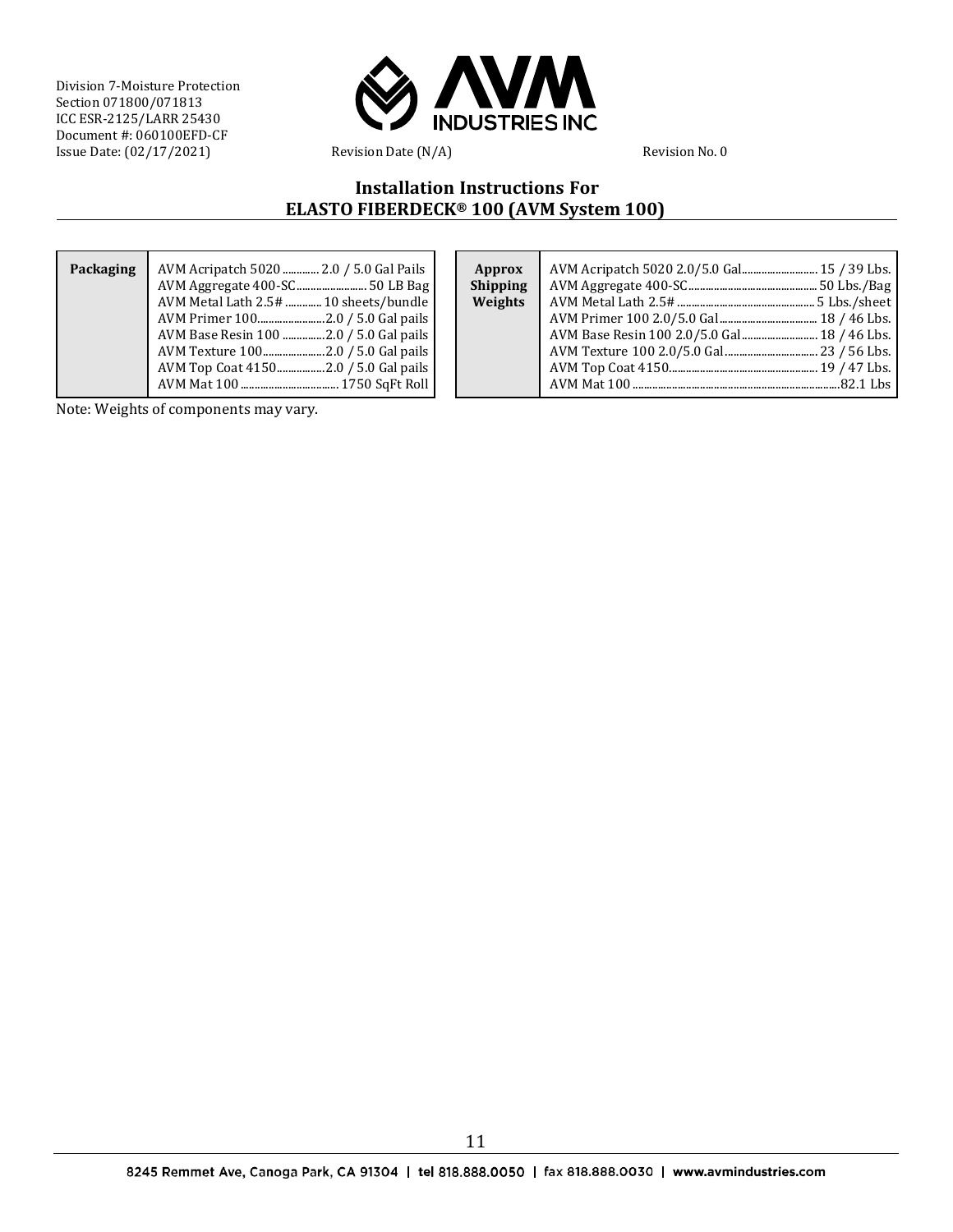## Installation Instructions For ELASTO FIBERDECK® 100 (AVM System 100)

| Packaging | |
|---|---|
| AVM Acripatch 5020 | 2.0 / 5.0 Gal Pails |
| AVM Aggregate 400-SC | 50 LB Bag |
| AVM Metal Lath 2.5# | 10 sheets/bundle |
| AVM Primer 100 | 2.0 / 5.0 Gal pails |
| AVM Base Resin 100 | 2.0 / 5.0 Gal pails |
| AVM Texture 100 | 2.0 / 5.0 Gal pails |
| AVM Top Coat 4150 | 2.0 / 5.0 Gal pails |
| AVM Mat 100 | 1750 SqFt Roll |

| Approx Shipping Weights | |
|---|---|
| AVM Acripatch 5020 2.0/5.0 Gal | 15 / 39 Lbs. |
| AVM Aggregate 400-SC | 50 Lbs./Bag |
| AVM Metal Lath 2.5# | 5 Lbs./sheet |
| AVM Primer 100 2.0/5.0 Gal | 18 / 46 Lbs. |
| AVM Base Resin 100 2.0/5.0 Gal | 18 / 46 Lbs. |
| AVM Texture 100 2.0/5.0 Gal | 23 / 56 Lbs. |
| AVM Top Coat 4150 | 19 / 47 Lbs. |
| AVM Mat 100 | 82.1 Lbs |

Note: Weights of components may vary.